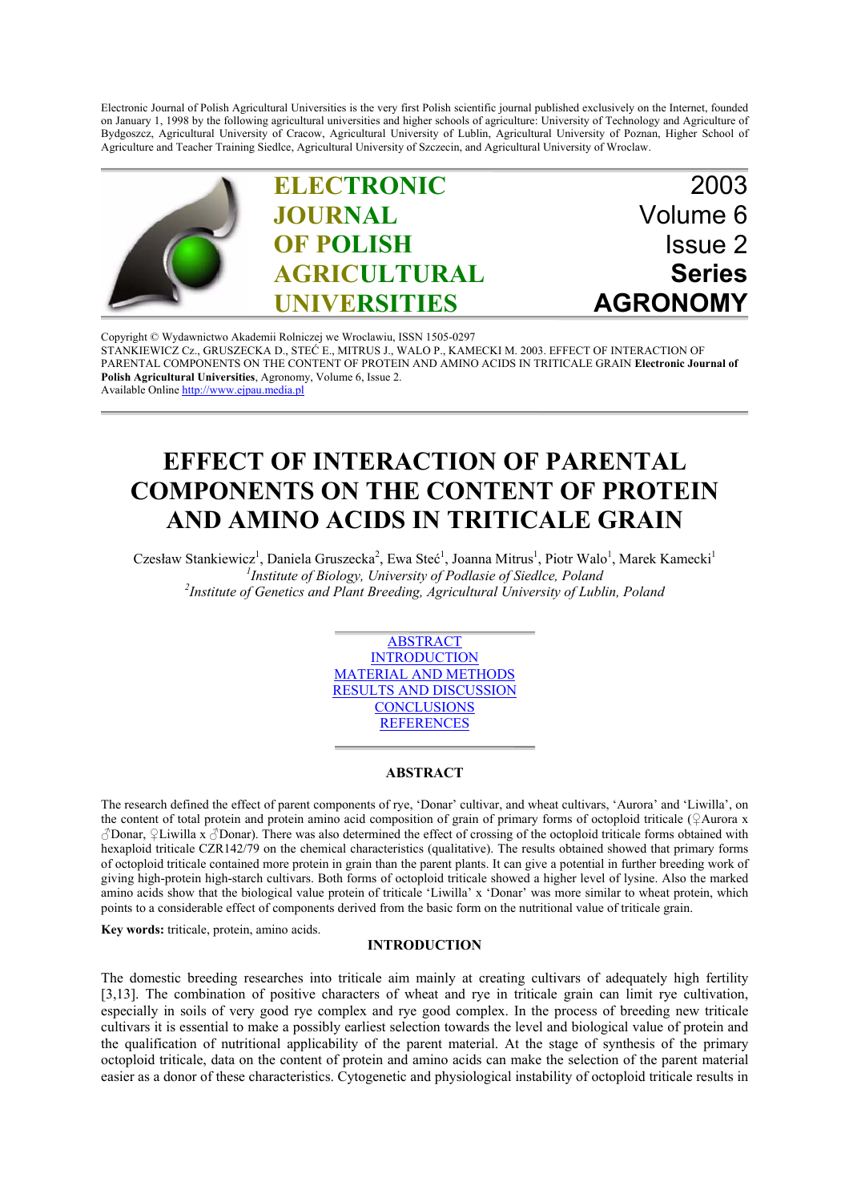Electronic Journal of Polish Agricultural Universities is the very first Polish scientific journal published exclusively on the Internet, founded on January 1, 1998 by the following agricultural universities and higher schools of agriculture: University of Technology and Agriculture of Bydgoszcz, Agricultural University of Cracow, Agricultural University of Lublin, Agricultural University of Poznan, Higher School of Agriculture and Teacher Training Siedlce, Agricultural University of Szczecin, and Agricultural University of Wroclaw.

**ELECTRONIC JOURNAL OF POLISH AGRICULTURAL UNIVERSITIES**

2003
Volume 6
Issue 2
**Series AGRONOMY**

Copyright © Wydawnictwo Akademii Rolniczej we Wroclawiu, ISSN 1505-0297
STANKIEWICZ Cz., GRUSZECKA D., STEĆ E., MITRUS J., WALO P., KAMECKI M. 2003. EFFECT OF INTERACTION OF PARENTAL COMPONENTS ON THE CONTENT OF PROTEIN AND AMINO ACIDS IN TRITICALE GRAIN **Electronic Journal of Polish Agricultural Universities**, Agronomy, Volume 6, Issue 2.
Available Online http://www.ejpau.media.pl

# EFFECT OF INTERACTION OF PARENTAL COMPONENTS ON THE CONTENT OF PROTEIN AND AMINO ACIDS IN TRITICALE GRAIN

Czesław Stankiewicz[1], Daniela Gruszecka[2], Ewa Steć[1], Joanna Mitrus[1], Piotr Walo[1], Marek Kamecki[1]

[1]*Institute of Biology, University of Podlasie of Siedlce, Poland*
[2]*Institute of Genetics and Plant Breeding, Agricultural University of Lublin, Poland*

ABSTRACT
INTRODUCTION
MATERIAL AND METHODS
RESULTS AND DISCUSSION
CONCLUSIONS
REFERENCES

## ABSTRACT

The research defined the effect of parent components of rye, 'Donar' cultivar, and wheat cultivars, 'Aurora' and 'Liwilla', on the content of total protein and protein amino acid composition of grain of primary forms of octoploid triticale (♀Aurora x ♂Donar, ♀Liwilla x ♂Donar). There was also determined the effect of crossing of the octoploid triticale forms obtained with hexaploid triticale CZR142/79 on the chemical characteristics (qualitative). The results obtained showed that primary forms of octoploid triticale contained more protein in grain than the parent plants. It can give a potential in further breeding work of giving high-protein high-starch cultivars. Both forms of octoploid triticale showed a higher level of lysine. Also the marked amino acids show that the biological value protein of triticale 'Liwilla' x 'Donar' was more similar to wheat protein, which points to a considerable effect of components derived from the basic form on the nutritional value of triticale grain.

**Key words:** triticale, protein, amino acids.

## INTRODUCTION

The domestic breeding researches into triticale aim mainly at creating cultivars of adequately high fertility [3,13]. The combination of positive characters of wheat and rye in triticale grain can limit rye cultivation, especially in soils of very good rye complex and rye good complex. In the process of breeding new triticale cultivars it is essential to make a possibly earliest selection towards the level and biological value of protein and the qualification of nutritional applicability of the parent material. At the stage of synthesis of the primary octoploid triticale, data on the content of protein and amino acids can make the selection of the parent material easier as a donor of these characteristics. Cytogenetic and physiological instability of octoploid triticale results in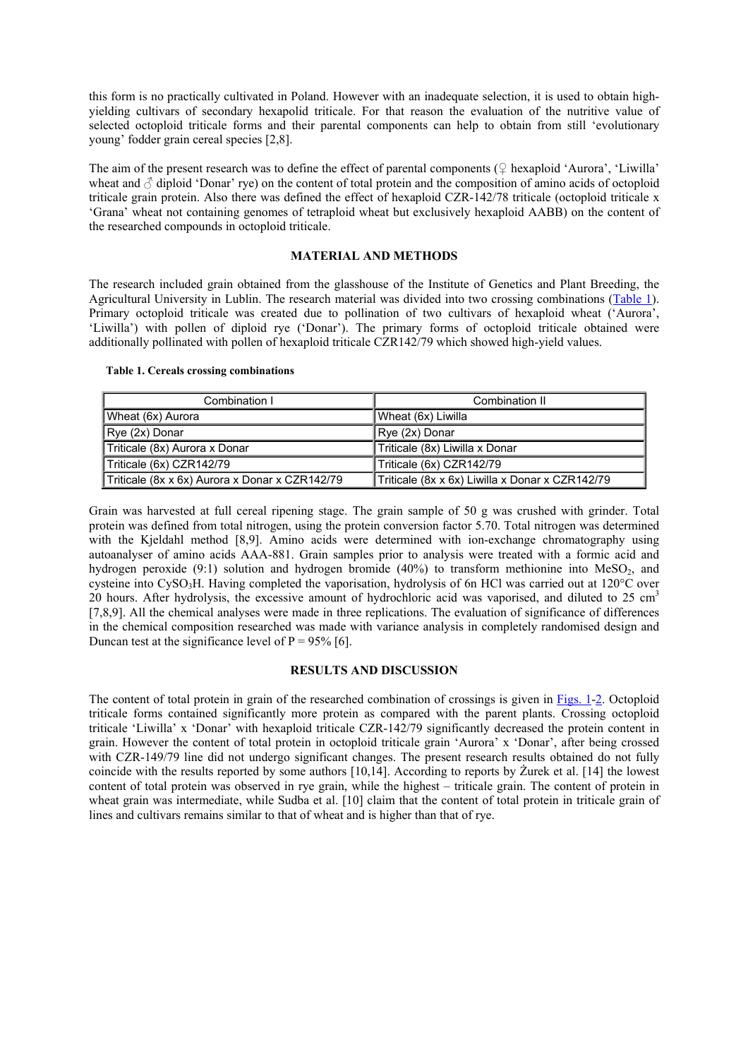this form is no practically cultivated in Poland. However with an inadequate selection, it is used to obtain high-yielding cultivars of secondary hexapolid triticale. For that reason the evaluation of the nutritive value of selected octoploid triticale forms and their parental components can help to obtain from still 'evolutionary young' fodder grain cereal species [2,8].

The aim of the present research was to define the effect of parental components (♀ hexaploid 'Aurora', 'Liwilla' wheat and ♂ diploid 'Donar' rye) on the content of total protein and the composition of amino acids of octoploid triticale grain protein. Also there was defined the effect of hexaploid CZR-142/78 triticale (octoploid triticale x 'Grana' wheat not containing genomes of tetraploid wheat but exclusively hexaploid AABB) on the content of the researched compounds in octoploid triticale.

## MATERIAL AND METHODS

The research included grain obtained from the glasshouse of the Institute of Genetics and Plant Breeding, the Agricultural University in Lublin. The research material was divided into two crossing combinations (Table 1). Primary octoploid triticale was created due to pollination of two cultivars of hexaploid wheat ('Aurora', 'Liwilla') with pollen of diploid rye ('Donar'). The primary forms of octoploid triticale obtained were additionally pollinated with pollen of hexaploid triticale CZR142/79 which showed high-yield values.

**Table 1. Cereals crossing combinations**

| Combination I | Combination II |
|---|---|
| Wheat (6x) Aurora | Wheat (6x) Liwilla |
| Rye (2x) Donar | Rye (2x) Donar |
| Triticale (8x) Aurora x Donar | Triticale (8x) Liwilla x Donar |
| Triticale (6x) CZR142/79 | Triticale (6x) CZR142/79 |
| Triticale (8x x 6x) Aurora x Donar x CZR142/79 | Triticale (8x x 6x) Liwilla x Donar x CZR142/79 |

Grain was harvested at full cereal ripening stage. The grain sample of 50 g was crushed with grinder. Total protein was defined from total nitrogen, using the protein conversion factor 5.70. Total nitrogen was determined with the Kjeldahl method [8,9]. Amino acids were determined with ion-exchange chromatography using autoanalyser of amino acids AAA-881. Grain samples prior to analysis were treated with a formic acid and hydrogen peroxide (9:1) solution and hydrogen bromide (40%) to transform methionine into $MeSO_2$, and cysteine into $CySO_3H$. Having completed the vaporisation, hydrolysis of 6n HCl was carried out at 120°C over 20 hours. After hydrolysis, the excessive amount of hydrochloric acid was vaporised, and diluted to 25 $cm^3$ [7,8,9]. All the chemical analyses were made in three replications. The evaluation of significance of differences in the chemical composition researched was made with variance analysis in completely randomised design and Duncan test at the significance level of P = 95% [6].

## RESULTS AND DISCUSSION

The content of total protein in grain of the researched combination of crossings is given in Figs. 1-2. Octoploid triticale forms contained significantly more protein as compared with the parent plants. Crossing octoploid triticale 'Liwilla' x 'Donar' with hexaploid triticale CZR-142/79 significantly decreased the protein content in grain. However the content of total protein in octoploid triticale grain 'Aurora' x 'Donar', after being crossed with CZR-149/79 line did not undergo significant changes. The present research results obtained do not fully coincide with the results reported by some authors [10,14]. According to reports by Żurek et al. [14] the lowest content of total protein was observed in rye grain, while the highest – triticale grain. The content of protein in wheat grain was intermediate, while Sudba et al. [10] claim that the content of total protein in triticale grain of lines and cultivars remains similar to that of wheat and is higher than that of rye.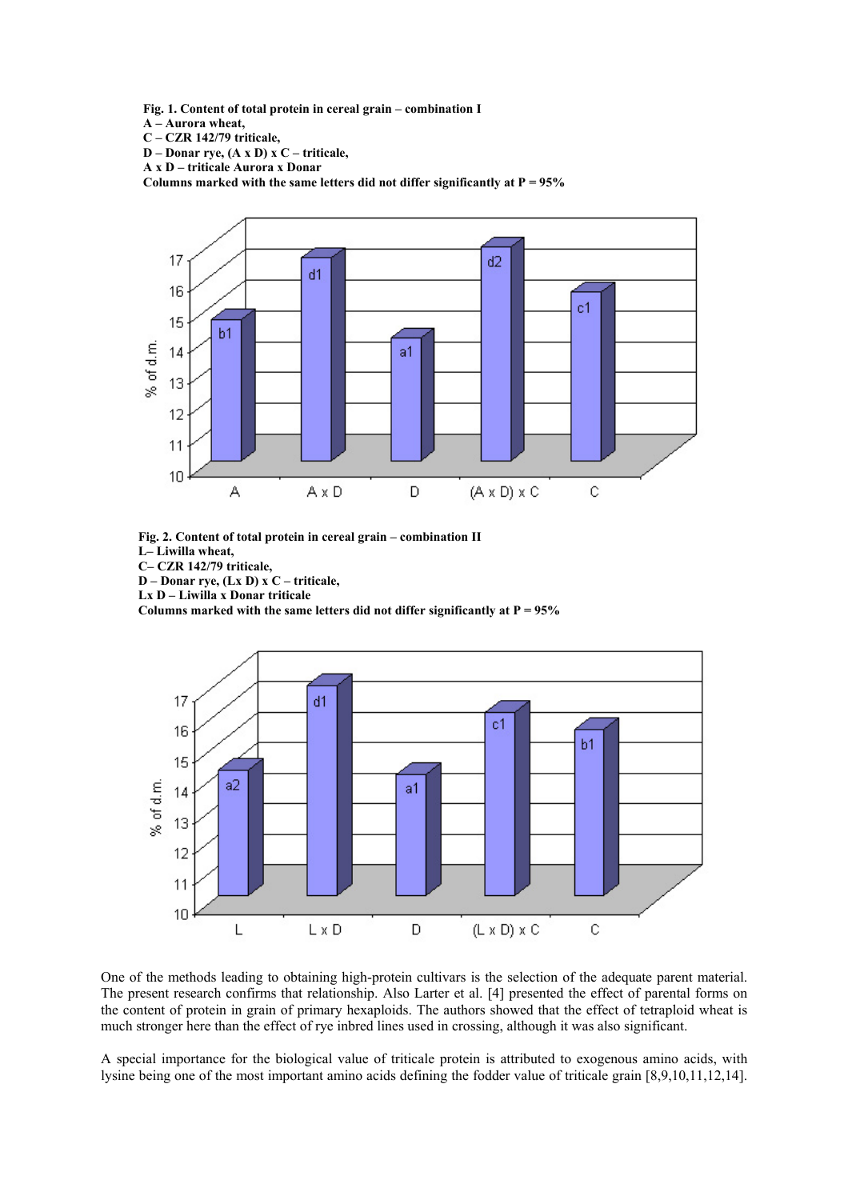**Fig. 1. Content of total protein in cereal grain – combination I**
**A – Aurora wheat,**
**C – CZR 142/79 triticale,**
**D – Donar rye, (A x D) x C – triticale,**
**A x D – triticale Aurora x Donar**
**Columns marked with the same letters did not differ significantly at P = 95%**

**Fig. 2. Content of total protein in cereal grain – combination II**
**L– Liwilla wheat,**
**C– CZR 142/79 triticale,**
**D – Donar rye, (Lx D) x C – triticale,**
**Lx D – Liwilla x Donar triticale**
**Columns marked with the same letters did not differ significantly at P = 95%**

One of the methods leading to obtaining high-protein cultivars is the selection of the adequate parent material. The present research confirms that relationship. Also Larter et al. [4] presented the effect of parental forms on the content of protein in grain of primary hexaploids. The authors showed that the effect of tetraploid wheat is much stronger here than the effect of rye inbred lines used in crossing, although it was also significant.

A special importance for the biological value of triticale protein is attributed to exogenous amino acids, with lysine being one of the most important amino acids defining the fodder value of triticale grain [8,9,10,11,12,14].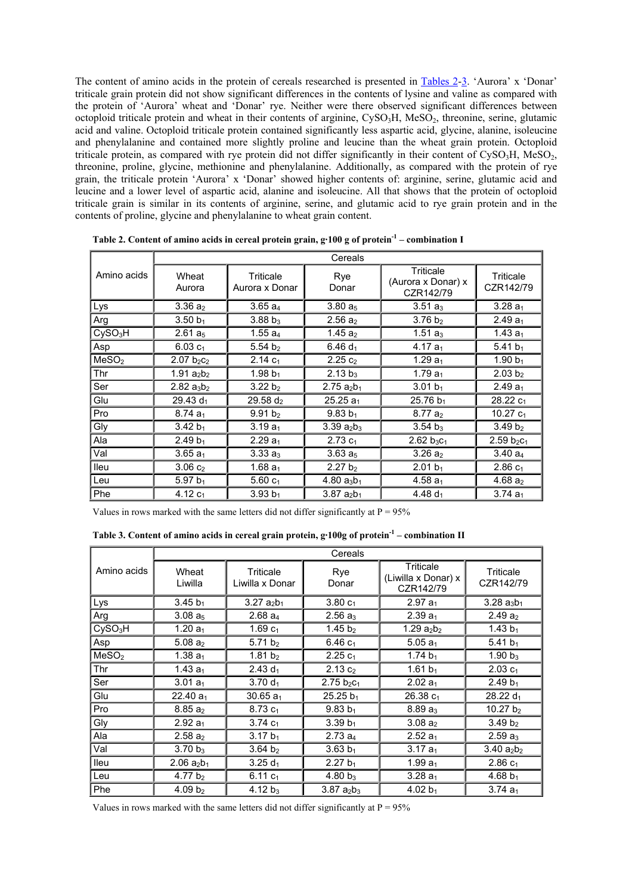The content of amino acids in the protein of cereals researched is presented in Tables 2-3. 'Aurora' x 'Donar' triticale grain protein did not show significant differences in the contents of lysine and valine as compared with the protein of 'Aurora' wheat and 'Donar' rye. Neither were there observed significant differences between octoploid triticale protein and wheat in their contents of arginine, $CySO_3H$, $MeSO_2$, threonine, serine, glutamic acid and valine. Octoploid triticale protein contained significantly less aspartic acid, glycine, alanine, isoleucine and phenylalanine and contained more slightly proline and leucine than the wheat grain protein. Octoploid triticale protein, as compared with rye protein did not differ significantly in their content of $CySO_3H$, $MeSO_2$, threonine, proline, glycine, methionine and phenylalanine. Additionally, as compared with the protein of rye grain, the triticale protein 'Aurora' x 'Donar' showed higher contents of: arginine, serine, glutamic acid and leucine and a lower level of aspartic acid, alanine and isoleucine. All that shows that the protein of octoploid triticale grain is similar in its contents of arginine, serine, and glutamic acid to rye grain protein and in the contents of proline, glycine and phenylalanine to wheat grain content.

**Table 2. Content of amino acids in cereal protein grain, g·100 g of protein$^{-1}$ – combination I**

| Amino acids | Cereals | | | | |
|---|---|---|---|---|---|
| | Wheat Aurora | Triticale Aurora x Donar | Rye Donar | Triticale (Aurora x Donar) x CZR142/79 | Triticale CZR142/79 |
| Lys | 3.36 $a_2$ | 3.65 $a_4$ | 3.80 $a_5$ | 3.51 $a_3$ | 3.28 $a_1$ |
| Arg | 3.50 $b_1$ | 3.88 $b_3$ | 2.56 $a_2$ | 3.76 $b_2$ | 2.49 $a_1$ |
| $CySO_3H$ | 2.61 $a_5$ | 1.55 $a_4$ | 1.45 $a_2$ | 1.51 $a_3$ | 1.43 $a_1$ |
| Asp | 6.03 $c_1$ | 5.54 $b_2$ | 6.46 $d_1$ | 4.17 $a_1$ | 5.41 $b_1$ |
| $MeSO_2$ | 2.07 $b_2c_2$ | 2.14 $c_1$ | 2.25 $c_2$ | 1.29 $a_1$ | 1.90 $b_1$ |
| Thr | 1.91 $a_2b_2$ | 1.98 $b_1$ | 2.13 $b_3$ | 1.79 $a_1$ | 2.03 $b_2$ |
| Ser | 2.82 $a_3b_2$ | 3.22 $b_2$ | 2.75 $a_2b_1$ | 3.01 $b_1$ | 2.49 $a_1$ |
| Glu | 29.43 $d_1$ | 29.58 $d_2$ | 25.25 $a_1$ | 25.76 $b_1$ | 28.22 $c_1$ |
| Pro | 8.74 $a_1$ | 9.91 $b_2$ | 9.83 $b_1$ | 8.77 $a_2$ | 10.27 $c_1$ |
| Gly | 3.42 $b_1$ | 3.19 $a_1$ | 3.39 $a_2b_3$ | 3.54 $b_3$ | 3.49 $b_2$ |
| Ala | 2.49 $b_1$ | 2.29 $a_1$ | 2.73 $c_1$ | 2.62 $b_3c_1$ | 2.59 $b_2c_1$ |
| Val | 3.65 $a_1$ | 3.33 $a_3$ | 3.63 $a_5$ | 3.26 $a_2$ | 3.40 $a_4$ |
| Ileu | 3.06 $c_2$ | 1.68 $a_1$ | 2.27 $b_2$ | 2.01 $b_1$ | 2.86 $c_1$ |
| Leu | 5.97 $b_1$ | 5.60 $c_1$ | 4.80 $a_3b_1$ | 4.58 $a_1$ | 4.68 $a_2$ |
| Phe | 4.12 $c_1$ | 3.93 $b_1$ | 3.87 $a_2b_1$ | 4.48 $d_1$ | 3.74 $a_1$ |

Values in rows marked with the same letters did not differ significantly at P = 95%

**Table 3. Content of amino acids in cereal grain protein, g·100g of protein$^{-1}$ – combination II**

| Amino acids | Cereals | | | | |
|---|---|---|---|---|---|
| | Wheat Liwilla | Triticale Liwilla x Donar | Rye Donar | Triticale (Liwilla x Donar) x CZR142/79 | Triticale CZR142/79 |
| Lys | 3.45 $b_1$ | 3.27 $a_2b_1$ | 3.80 $c_1$ | 2.97 $a_1$ | 3.28 $a_3b_1$ |
| Arg | 3.08 $a_5$ | 2.68 $a_4$ | 2.56 $a_3$ | 2.39 $a_1$ | 2.49 $a_2$ |
| $CySO_3H$ | 1.20 $a_1$ | 1.69 $c_1$ | 1.45 $b_2$ | 1.29 $a_2b_2$ | 1.43 $b_1$ |
| Asp | 5.08 $a_2$ | 5.71 $b_2$ | 6.46 $c_1$ | 5.05 $a_1$ | 5.41 $b_1$ |
| $MeSO_2$ | 1.38 $a_1$ | 1.81 $b_2$ | 2.25 $c_1$ | 1.74 $b_1$ | 1.90 $b_3$ |
| Thr | 1.43 $a_1$ | 2.43 $d_1$ | 2.13 $c_2$ | 1.61 $b_1$ | 2.03 $c_1$ |
| Ser | 3.01 $a_1$ | 3.70 $d_1$ | 2.75 $b_2c_1$ | 2.02 $a_1$ | 2.49 $b_1$ |
| Glu | 22.40 $a_1$ | 30.65 $a_1$ | 25.25 $b_1$ | 26.38 $c_1$ | 28.22 $d_1$ |
| Pro | 8.85 $a_2$ | 8.73 $c_1$ | 9.83 $b_1$ | 8.89 $a_3$ | 10.27 $b_2$ |
| Gly | 2.92 $a_1$ | 3.74 $c_1$ | 3.39 $b_1$ | 3.08 $a_2$ | 3.49 $b_2$ |
| Ala | 2.58 $a_2$ | 3.17 $b_1$ | 2.73 $a_4$ | 2.52 $a_1$ | 2.59 $a_3$ |
| Val | 3.70 $b_3$ | 3.64 $b_2$ | 3.63 $b_1$ | 3.17 $a_1$ | 3.40 $a_2b_2$ |
| Ileu | 2.06 $a_2b_1$ | 3.25 $d_1$ | 2.27 $b_1$ | 1.99 $a_1$ | 2.86 $c_1$ |
| Leu | 4.77 $b_2$ | 6.11 $c_1$ | 4.80 $b_3$ | 3.28 $a_1$ | 4.68 $b_1$ |
| Phe | 4.09 $b_2$ | 4.12 $b_3$ | 3.87 $a_2b_3$ | 4.02 $b_1$ | 3.74 $a_1$ |

Values in rows marked with the same letters did not differ significantly at P = 95%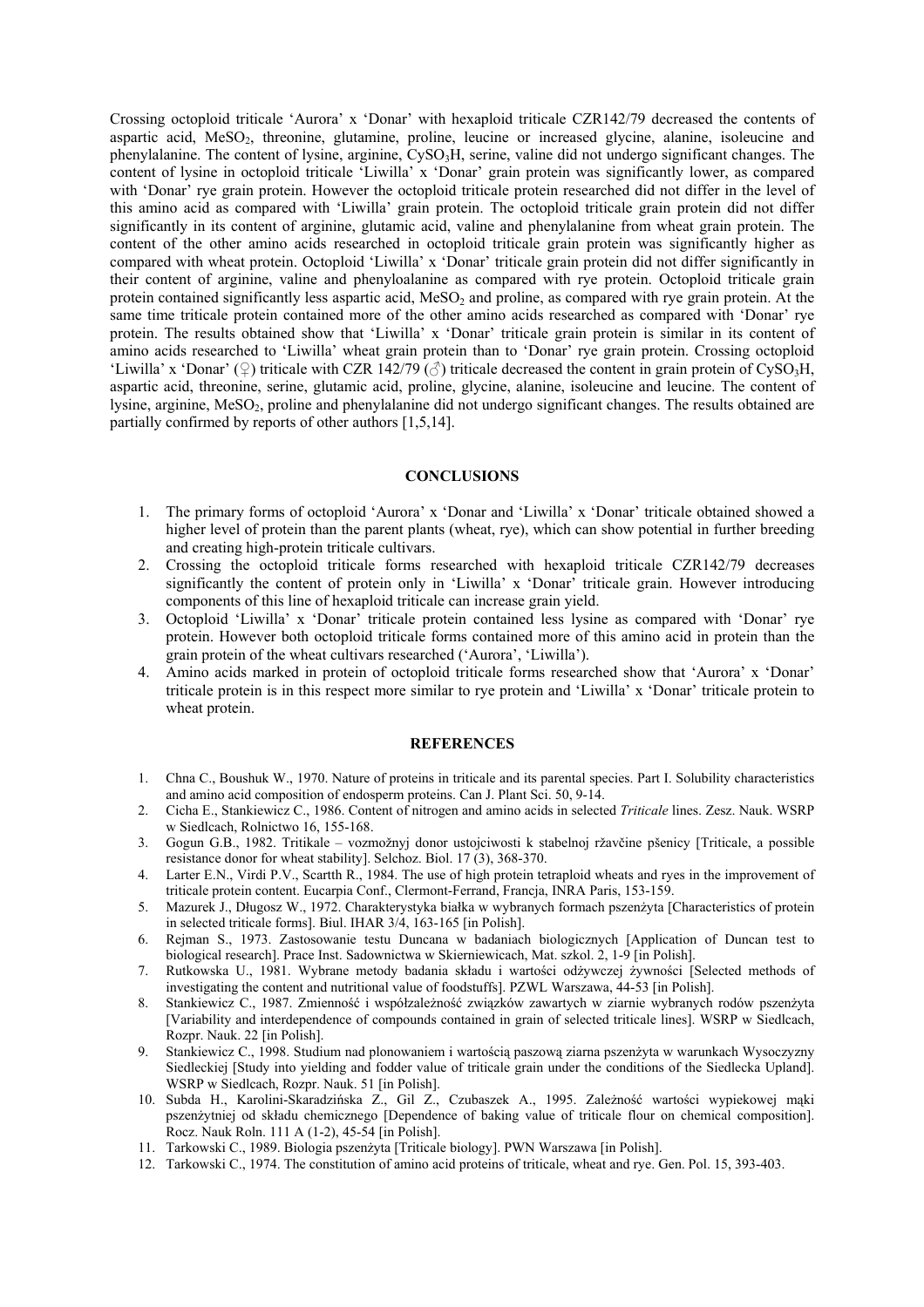Crossing octoploid triticale 'Aurora' x 'Donar' with hexaploid triticale CZR142/79 decreased the contents of aspartic acid, $MeSO_2$, threonine, glutamine, proline, leucine or increased glycine, alanine, isoleucine and phenylalanine. The content of lysine, arginine, $CySO_3H$, serine, valine did not undergo significant changes. The content of lysine in octoploid triticale 'Liwilla' x 'Donar' grain protein was significantly lower, as compared with 'Donar' rye grain protein. However the octoploid triticale protein researched did not differ in the level of this amino acid as compared with 'Liwilla' grain protein. The octoploid triticale grain protein did not differ significantly in its content of arginine, glutamic acid, valine and phenylalanine from wheat grain protein. The content of the other amino acids researched in octoploid triticale grain protein was significantly higher as compared with wheat protein. Octoploid 'Liwilla' x 'Donar' triticale grain protein did not differ significantly in their content of arginine, valine and phenyloalanine as compared with rye protein. Octoploid triticale grain protein contained significantly less aspartic acid, $MeSO_2$ and proline, as compared with rye grain protein. At the same time triticale protein contained more of the other amino acids researched as compared with 'Donar' rye protein. The results obtained show that 'Liwilla' x 'Donar' triticale grain protein is similar in its content of amino acids researched to 'Liwilla' wheat grain protein than to 'Donar' rye grain protein. Crossing octoploid 'Liwilla' x 'Donar' (♀) triticale with CZR 142/79 (♂) triticale decreased the content in grain protein of $CySO_3H$, aspartic acid, threonine, serine, glutamic acid, proline, glycine, alanine, isoleucine and leucine. The content of lysine, arginine, $MeSO_2$, proline and phenylalanine did not undergo significant changes. The results obtained are partially confirmed by reports of other authors [1,5,14].

## CONCLUSIONS

1. The primary forms of octoploid 'Aurora' x 'Donar and 'Liwilla' x 'Donar' triticale obtained showed a higher level of protein than the parent plants (wheat, rye), which can show potential in further breeding and creating high-protein triticale cultivars.
2. Crossing the octoploid triticale forms researched with hexaploid triticale CZR142/79 decreases significantly the content of protein only in 'Liwilla' x 'Donar' triticale grain. However introducing components of this line of hexaploid triticale can increase grain yield.
3. Octoploid 'Liwilla' x 'Donar' triticale protein contained less lysine as compared with 'Donar' rye protein. However both octoploid triticale forms contained more of this amino acid in protein than the grain protein of the wheat cultivars researched ('Aurora', 'Liwilla').
4. Amino acids marked in protein of octoploid triticale forms researched show that 'Aurora' x 'Donar' triticale protein is in this respect more similar to rye protein and 'Liwilla' x 'Donar' triticale protein to wheat protein.

## REFERENCES

1. Chna C., Boushuk W., 1970. Nature of proteins in triticale and its parental species. Part I. Solubility characteristics and amino acid composition of endosperm proteins. Can J. Plant Sci. 50, 9-14.
2. Cicha E., Stankiewicz C., 1986. Content of nitrogen and amino acids in selected *Triticale* lines. Zesz. Nauk. WSRP w Siedlcach, Rolnictwo 16, 155-168.
3. Gogun G.B., 1982. Tritikale – vozmožnyj donor ustojciwosti k stabelnoj ržavčine pšenicy [Triticale, a possible resistance donor for wheat stability]. Selchoz. Biol. 17 (3), 368-370.
4. Larter E.N., Virdi P.V., Scartth R., 1984. The use of high protein tetraploid wheats and ryes in the improvement of triticale protein content. Eucarpia Conf., Clermont-Ferrand, Francja, INRA Paris, 153-159.
5. Mazurek J., Długosz W., 1972. Charakterystyka białka w wybranych formach pszenżyta [Characteristics of protein in selected triticale forms]. Biul. IHAR 3/4, 163-165 [in Polish].
6. Rejman S., 1973. Zastosowanie testu Duncana w badaniach biologicznych [Application of Duncan test to biological research]. Prace Inst. Sadownictwa w Skierniewiecach, Mat. szkol. 2, 1-9 [in Polish].
7. Rutkowska U., 1981. Wybrane metody badania składu i wartości odżywczej żywności [Selected methods of investigating the content and nutritional value of foodstuffs]. PZWL Warszawa, 44-53 [in Polish].
8. Stankiewicz C., 1987. Zmienność i współzależność związków zawartych w ziarnie wybranych rodów pszenżyta [Variability and interdependence of compounds contained in grain of selected triticale lines]. WSRP w Siedlcach, Rozpr. Nauk. 22 [in Polish].
9. Stankiewicz C., 1998. Studium nad plonowaniem i wartością paszową ziarna pszenżyta w warunkach Wysoczyzny Siedleckiej [Study into yielding and fodder value of triticale grain under the conditions of the Siedlecka Upland]. WSRP w Siedlcach, Rozpr. Nauk. 51 [in Polish].
10. Subda H., Karolini-Skaradzińska Z., Gil Z., Czubaszek A., 1995. Zależność wartości wypiekowej mąki pszenżytniej od składu chemicznego [Dependence of baking value of triticale flour on chemical composition]. Rocz. Nauk Roln. 111 A (1-2), 45-54 [in Polish].
11. Tarkowski C., 1989. Biologia pszenżyta [Triticale biology]. PWN Warszawa [in Polish].
12. Tarkowski C., 1974. The constitution of amino acid proteins of triticale, wheat and rye. Gen. Pol. 15, 393-403.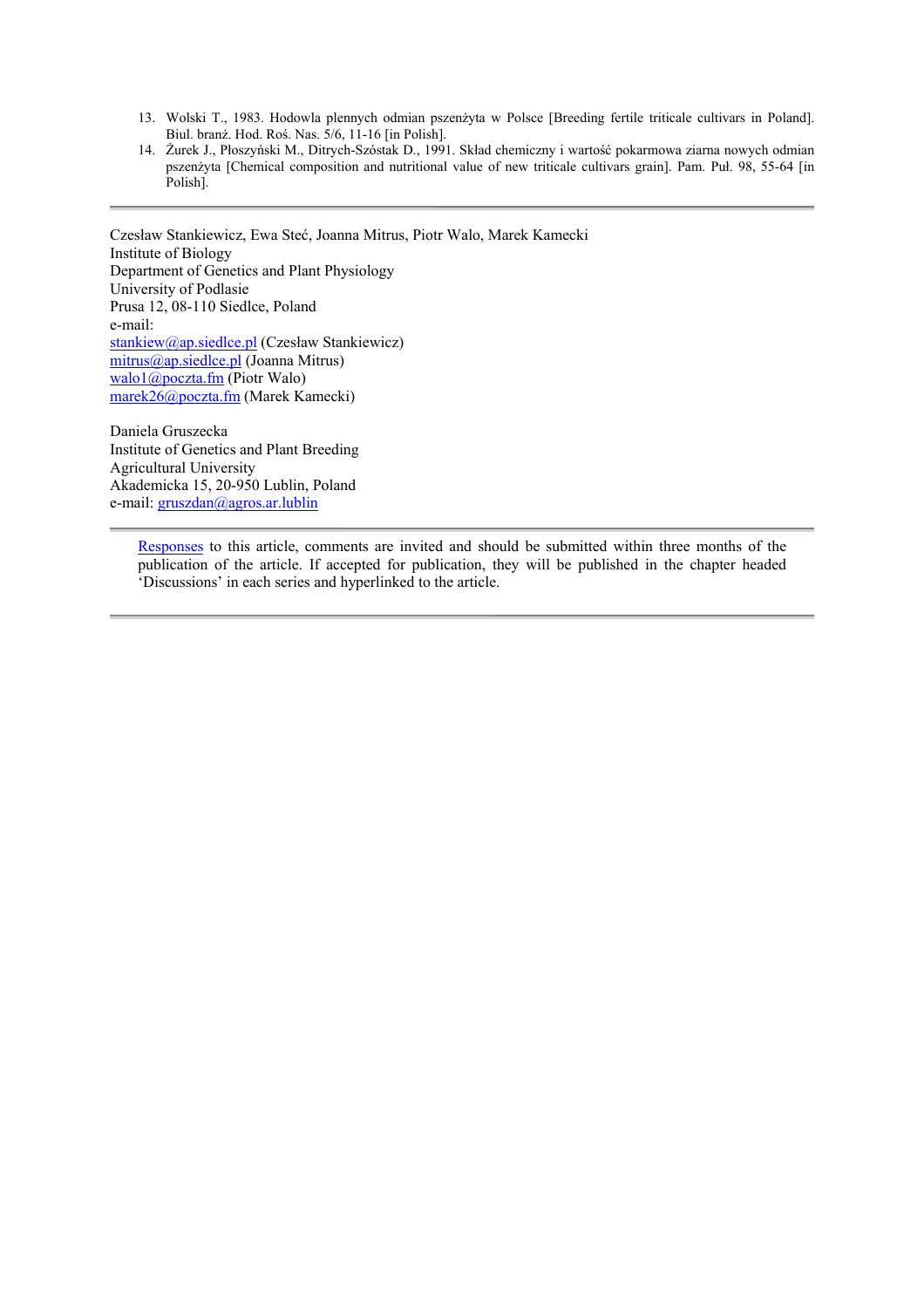13. Wolski T., 1983. Hodowla plennych odmian pszenżyta w Polsce [Breeding fertile triticale cultivars in Poland]. Biul. branż. Hod. Roś. Nas. 5/6, 11-16 [in Polish].
14. Żurek J., Płoszyński M., Ditrych-Szóstak D., 1991. Skład chemiczny i wartość pokarmowa ziarna nowych odmian pszenżyta [Chemical composition and nutritional value of new triticale cultivars grain]. Pam. Puł. 98, 55-64 [in Polish].

---

Czesław Stankiewicz, Ewa Steć, Joanna Mitrus, Piotr Walo, Marek Kamecki
Institute of Biology
Department of Genetics and Plant Physiology
University of Podlasie
Prusa 12, 08-110 Siedlce, Poland
e-mail:
stankiew@ap.siedlce.pl (Czesław Stankiewicz)
mitrus@ap.siedlce.pl (Joanna Mitrus)
walo1@poczta.fm (Piotr Walo)
marek26@poczta.fm (Marek Kamecki)

Daniela Gruszecka
Institute of Genetics and Plant Breeding
Agricultural University
Akademicka 15, 20-950 Lublin, Poland
e-mail: gruszdan@agros.ar.lublin

---

Responses to this article, comments are invited and should be submitted within three months of the publication of the article. If accepted for publication, they will be published in the chapter headed 'Discussions' in each series and hyperlinked to the article.

---